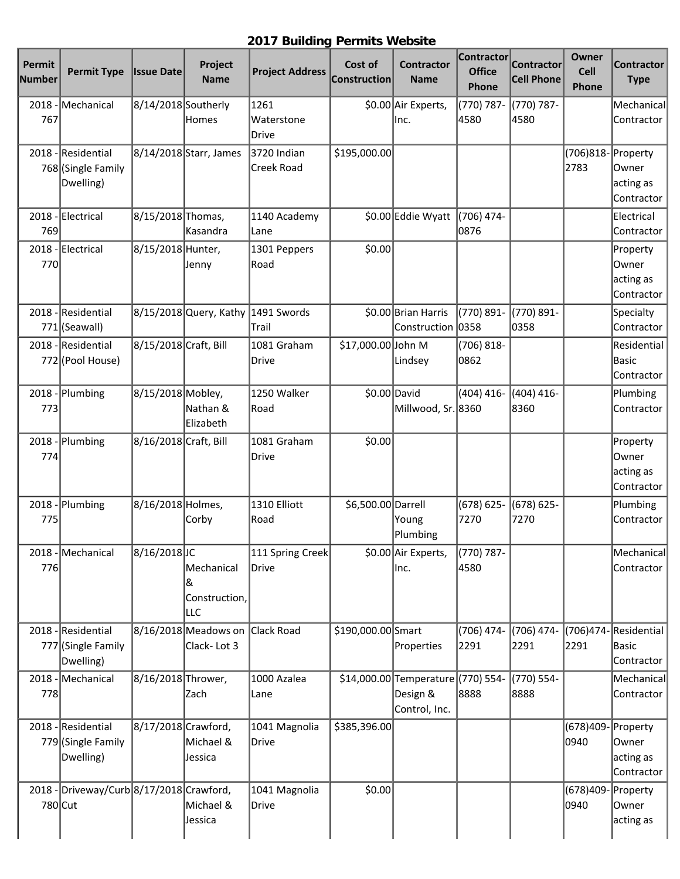## 2017 Building Permits Website

| Permit Number | Permit Type | Issue Date | Project Name | Project Address | Cost of Construction | Contractor Name | Contractor Office Phone | Contractor Cell Phone | Owner Cell Phone | Contractor Type |
|---|---|---|---|---|---|---|---|---|---|---|
| 2018 - 767 | Mechanical | 8/14/2018 | Southerly Homes | 1261 Waterstone Drive | $0.00 | Air Experts, Inc. | (770) 787-4580 | (770) 787-4580 | | Mechanical Contractor |
| 2018 - 768 | Residential (Single Family Dwelling) | 8/14/2018 | Starr, James | 3720 Indian Creek Road | $195,000.00 | | | | (706)818-2783 | Property Owner acting as Contractor |
| 2018 - 769 | Electrical | 8/15/2018 | Thomas, Kasandra | 1140 Academy Lane | $0.00 | Eddie Wyatt | (706) 474-0876 | | | Electrical Contractor |
| 2018 - 770 | Electrical | 8/15/2018 | Hunter, Jenny | 1301 Peppers Road | $0.00 | | | | | Property Owner acting as Contractor |
| 2018 - 771 | Residential (Seawall) | 8/15/2018 | Query, Kathy | 1491 Swords Trail | $0.00 | Brian Harris Construction | (770) 891-0358 | (770) 891-0358 | | Specialty Contractor |
| 2018 - 772 | Residential (Pool House) | 8/15/2018 | Craft, Bill | 1081 Graham Drive | $17,000.00 | John M Lindsey | (706) 818-0862 | | | Residential Basic Contractor |
| 2018 - 773 | Plumbing | 8/15/2018 | Mobley, Nathan & Elizabeth | 1250 Walker Road | $0.00 | David Millwood, Sr. | (404) 416-8360 | (404) 416-8360 | | Plumbing Contractor |
| 2018 - 774 | Plumbing | 8/16/2018 | Craft, Bill | 1081 Graham Drive | $0.00 | | | | | Property Owner acting as Contractor |
| 2018 - 775 | Plumbing | 8/16/2018 | Holmes, Corby | 1310 Elliott Road | $6,500.00 | Darrell Young Plumbing | (678) 625-7270 | (678) 625-7270 | | Plumbing Contractor |
| 2018 - 776 | Mechanical | 8/16/2018 | JC Mechanical & Construction, LLC | 111 Spring Creek Drive | $0.00 | Air Experts, Inc. | (770) 787-4580 | | | Mechanical Contractor |
| 2018 - 777 | Residential (Single Family Dwelling) | 8/16/2018 | Meadows on Clack- Lot 3 | Clack Road | $190,000.00 | Smart Properties | (706) 474-2291 | (706) 474-2291 | (706)474-2291 | Residential Basic Contractor |
| 2018 - 778 | Mechanical | 8/16/2018 | Thrower, Zach | 1000 Azalea Lane | $14,000.00 | Temperature Design & Control, Inc. | (770) 554-8888 | (770) 554-8888 | | Mechanical Contractor |
| 2018 - 779 | Residential (Single Family Dwelling) | 8/17/2018 | Crawford, Michael & Jessica | 1041 Magnolia Drive | $385,396.00 | | | | (678)409-0940 | Property Owner acting as Contractor |
| 2018 - 780 | Driveway/Curb Cut | 8/17/2018 | Crawford, Michael & Jessica | 1041 Magnolia Drive | $0.00 | | | | (678)409-0940 | Property Owner acting as |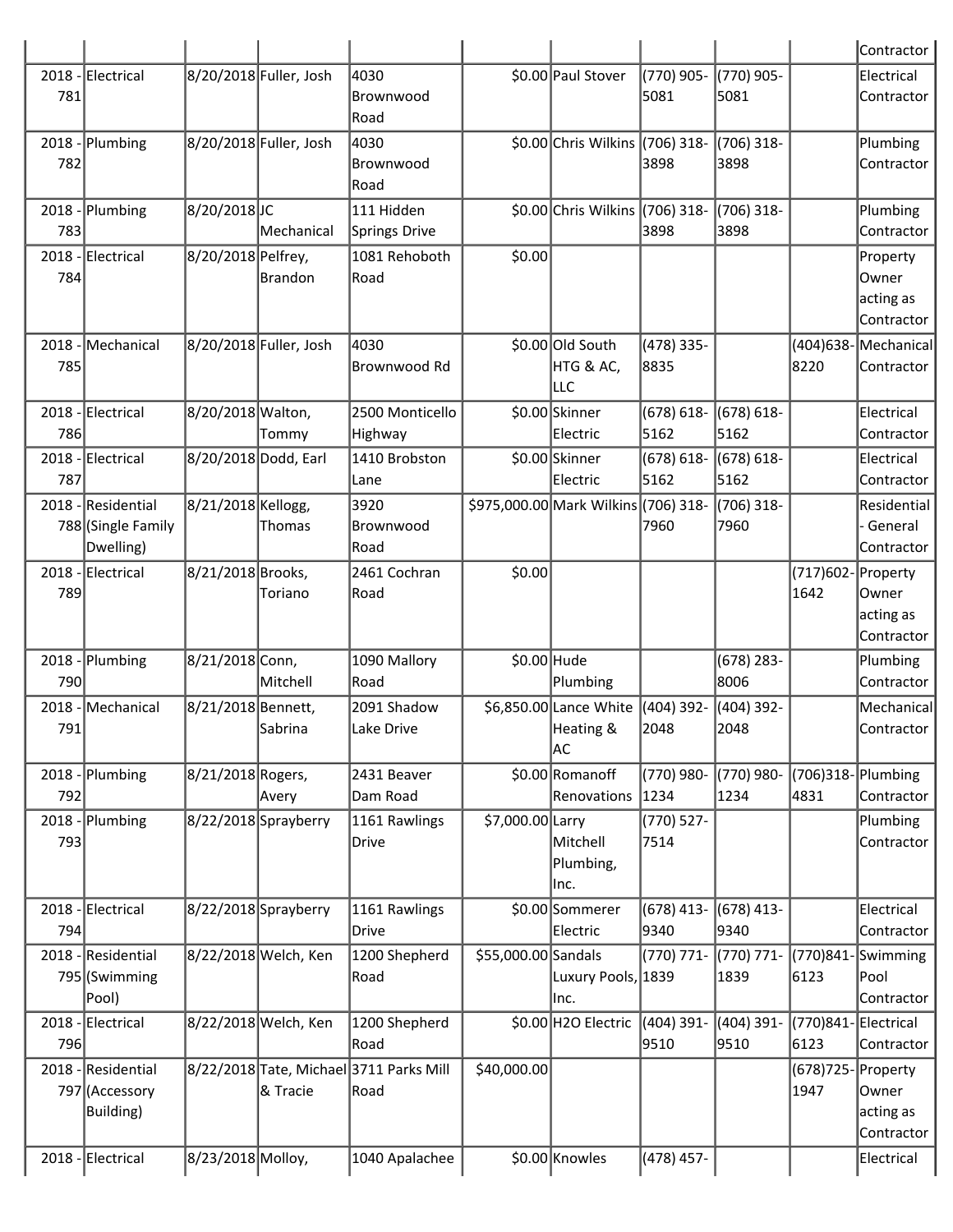| | | | | | | | | | | Contractor |
|---|---|---|---|---|---|---|---|---|---|---|
| 2018 - 781 | Electrical | 8/20/2018 | Fuller, Josh | 4030 Brownwood Road | $0.00 | Paul Stover | (770) 905-5081 | (770) 905-5081 | | Electrical Contractor |
| 2018 - 782 | Plumbing | 8/20/2018 | Fuller, Josh | 4030 Brownwood Road | $0.00 | Chris Wilkins | (706) 318-3898 | (706) 318-3898 | | Plumbing Contractor |
| 2018 - 783 | Plumbing | 8/20/2018 | JC Mechanical | 111 Hidden Springs Drive | $0.00 | Chris Wilkins | (706) 318-3898 | (706) 318-3898 | | Plumbing Contractor |
| 2018 - 784 | Electrical | 8/20/2018 | Pelfrey, Brandon | 1081 Rehoboth Road | $0.00 | | | | | Property Owner acting as Contractor |
| 2018 - 785 | Mechanical | 8/20/2018 | Fuller, Josh | 4030 Brownwood Rd | $0.00 | Old South HTG & AC, LLC | (478) 335-8835 | | (404)638-8220 | Mechanical Contractor |
| 2018 - 786 | Electrical | 8/20/2018 | Walton, Tommy | 2500 Monticello Highway | $0.00 | Skinner Electric | (678) 618-5162 | (678) 618-5162 | | Electrical Contractor |
| 2018 - 787 | Electrical | 8/20/2018 | Dodd, Earl | 1410 Brobston Lane | $0.00 | Skinner Electric | (678) 618-5162 | (678) 618-5162 | | Electrical Contractor |
| 2018 - 788 | Residential (Single Family Dwelling) | 8/21/2018 | Kellogg, Thomas | 3920 Brownwood Road | $975,000.00 | Mark Wilkins | (706) 318-7960 | (706) 318-7960 | | Residential - General Contractor |
| 2018 - 789 | Electrical | 8/21/2018 | Brooks, Toriano | 2461 Cochran Road | $0.00 | | | | (717)602-1642 | Property Owner acting as Contractor |
| 2018 - 790 | Plumbing | 8/21/2018 | Conn, Mitchell | 1090 Mallory Road | $0.00 | Hude Plumbing | | (678) 283-8006 | | Plumbing Contractor |
| 2018 - 791 | Mechanical | 8/21/2018 | Bennett, Sabrina | 2091 Shadow Lake Drive | $6,850.00 | Lance White Heating & AC | (404) 392-2048 | (404) 392-2048 | | Mechanical Contractor |
| 2018 - 792 | Plumbing | 8/21/2018 | Rogers, Avery | 2431 Beaver Dam Road | $0.00 | Romanoff Renovations | (770) 980-1234 | (770) 980-1234 | (706)318-4831 | Plumbing Contractor |
| 2018 - 793 | Plumbing | 8/22/2018 | Sprayberry | 1161 Rawlings Drive | $7,000.00 | Larry Mitchell Plumbing, Inc. | (770) 527-7514 | | | Plumbing Contractor |
| 2018 - 794 | Electrical | 8/22/2018 | Sprayberry | 1161 Rawlings Drive | $0.00 | Sommerer Electric | (678) 413-9340 | (678) 413-9340 | | Electrical Contractor |
| 2018 - 795 | Residential (Swimming Pool) | 8/22/2018 | Welch, Ken | 1200 Shepherd Road | $55,000.00 | Sandals Luxury Pools, Inc. | (770) 771-1839 | (770) 771-1839 | (770)841-6123 | Swimming Pool Contractor |
| 2018 - 796 | Electrical | 8/22/2018 | Welch, Ken | 1200 Shepherd Road | $0.00 | H2O Electric | (404) 391-9510 | (404) 391-9510 | (770)841-6123 | Electrical Contractor |
| 2018 - 797 | Residential (Accessory Building) | 8/22/2018 | Tate, Michael & Tracie | 3711 Parks Mill Road | $40,000.00 | | | | (678)725-1947 | Property Owner acting as Contractor |
| 2018 - | Electrical | 8/23/2018 | Molloy, | 1040 Apalachee | $0.00 | Knowles | (478) 457- | | | Electrical |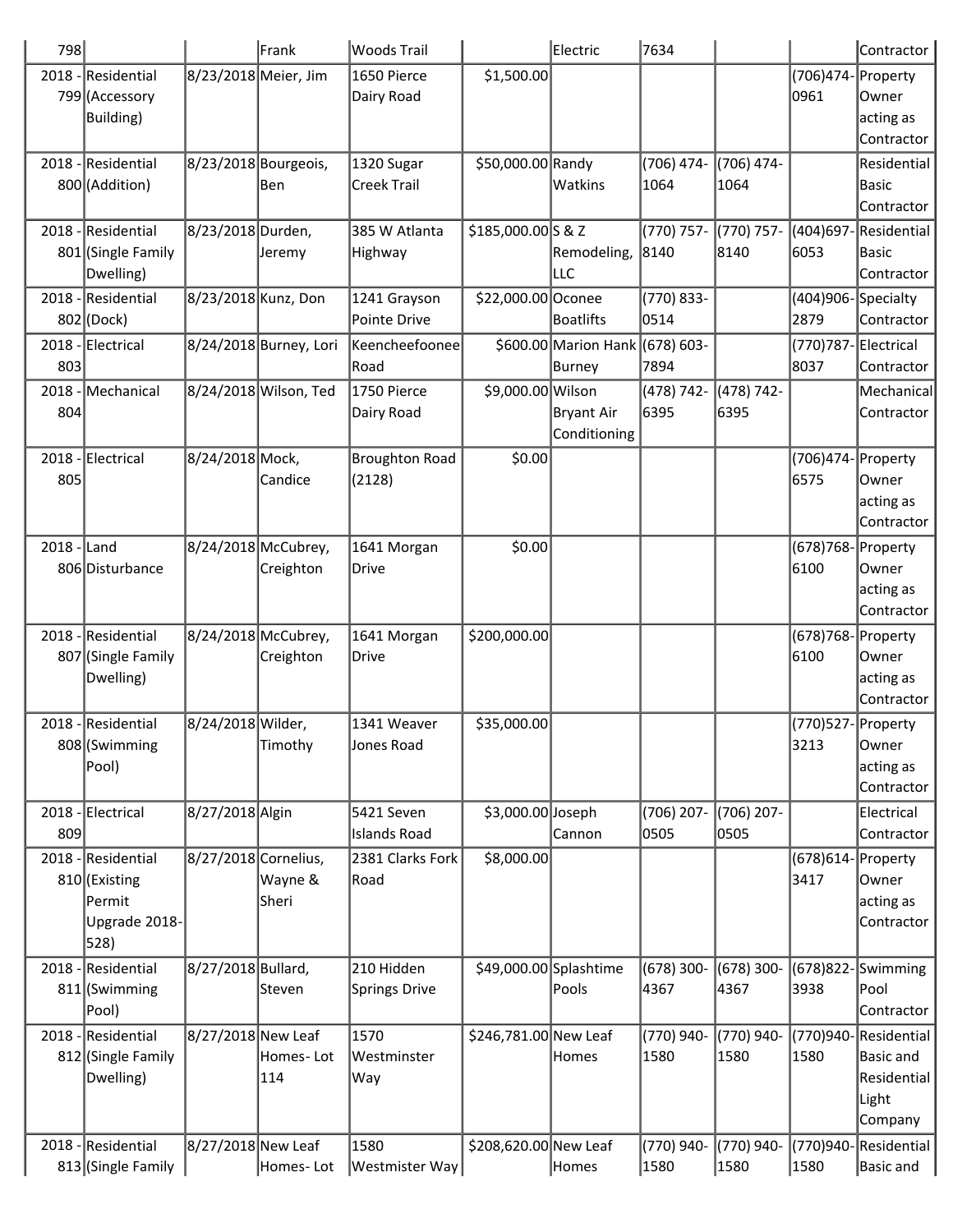| | | | | | | | | | | |
|---|---|---|---|---|---|---|---|---|---|---|
| 798 | | | Frank | Woods Trail | | Electric | 7634 | | | Contractor |
| 2018 - 799 | Residential (Accessory Building) | 8/23/2018 | Meier, Jim | 1650 Pierce Dairy Road | $1,500.00 | | | | (706)474-0961 | Property Owner acting as Contractor |
| 2018 - 800 | Residential (Addition) | 8/23/2018 | Bourgeois, Ben | 1320 Sugar Creek Trail | $50,000.00 | Randy Watkins | (706) 474-1064 | (706) 474-1064 | | Residential Basic Contractor |
| 2018 - 801 | Residential (Single Family Dwelling) | 8/23/2018 | Durden, Jeremy | 385 W Atlanta Highway | $185,000.00 | S & Z Remodeling, LLC | (770) 757-8140 | (770) 757-8140 | (404)697-6053 | Residential Basic Contractor |
| 2018 - 802 | Residential (Dock) | 8/23/2018 | Kunz, Don | 1241 Grayson Pointe Drive | $22,000.00 | Oconee Boatlifts | (770) 833-0514 | | (404)906-2879 | Specialty Contractor |
| 2018 - 803 | Electrical | 8/24/2018 | Burney, Lori | Keencheefoonee Road | $600.00 | Marion Hank Burney | (678) 603-7894 | | (770)787-8037 | Electrical Contractor |
| 2018 - 804 | Mechanical | 8/24/2018 | Wilson, Ted | 1750 Pierce Dairy Road | $9,000.00 | Wilson Bryant Air Conditioning | (478) 742-6395 | (478) 742-6395 | | Mechanical Contractor |
| 2018 - 805 | Electrical | 8/24/2018 | Mock, Candice | Broughton Road (2128) | $0.00 | | | | (706)474-6575 | Property Owner acting as Contractor |
| 2018 - 806 | Land Disturbance | 8/24/2018 | McCubrey, Creighton | 1641 Morgan Drive | $0.00 | | | | (678)768-6100 | Property Owner acting as Contractor |
| 2018 - 807 | Residential (Single Family Dwelling) | 8/24/2018 | McCubrey, Creighton | 1641 Morgan Drive | $200,000.00 | | | | (678)768-6100 | Property Owner acting as Contractor |
| 2018 - 808 | Residential (Swimming Pool) | 8/24/2018 | Wilder, Timothy | 1341 Weaver Jones Road | $35,000.00 | | | | (770)527-3213 | Property Owner acting as Contractor |
| 2018 - 809 | Electrical | 8/27/2018 | Algin | 5421 Seven Islands Road | $3,000.00 | Joseph Cannon | (706) 207-0505 | (706) 207-0505 | | Electrical Contractor |
| 2018 - 810 | Residential (Existing Permit Upgrade 2018-528) | 8/27/2018 | Cornelius, Wayne & Sheri | 2381 Clarks Fork Road | $8,000.00 | | | | (678)614-3417 | Property Owner acting as Contractor |
| 2018 - 811 | Residential (Swimming Pool) | 8/27/2018 | Bullard, Steven | 210 Hidden Springs Drive | $49,000.00 | Splashtime Pools | (678) 300-4367 | (678) 300-4367 | (678)822-3938 | Swimming Pool Contractor |
| 2018 - 812 | Residential (Single Family Dwelling) | 8/27/2018 | New Leaf Homes- Lot 114 | 1570 Westminster Way | $246,781.00 | New Leaf Homes | (770) 940-1580 | (770) 940-1580 | (770)940-1580 | Residential Basic and Residential Light Company |
| 2018 - 813 | Residential (Single Family | 8/27/2018 | New Leaf Homes- Lot | 1580 Westmister Way | $208,620.00 | New Leaf Homes | (770) 940-1580 | (770) 940-1580 | (770)940-1580 | Residential Basic and |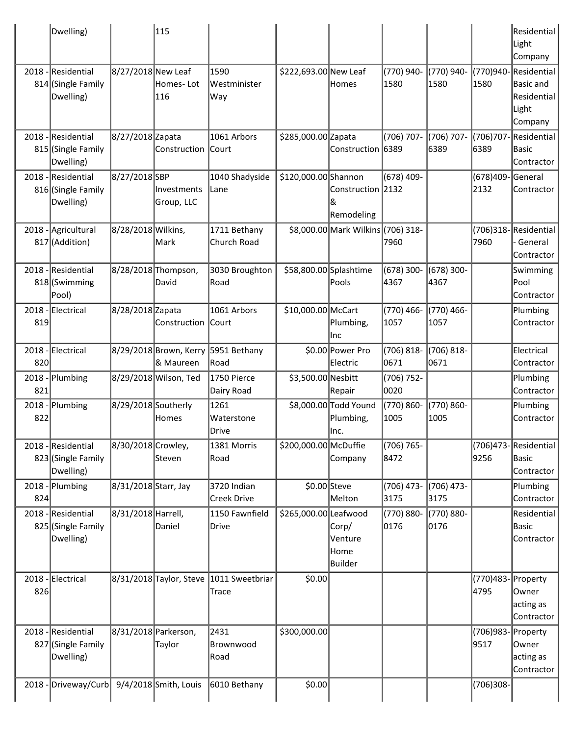| | Dwelling) | | 115 | | | | | | | Residential Light Company |
|---|---|---|---|---|---|---|---|---|---|---|
| 2018 - 814 | Residential (Single Family Dwelling) | 8/27/2018 | New Leaf Homes- Lot 116 | 1590 Westminister Way | $222,693.00 | New Leaf Homes | (770) 940-1580 | (770) 940-1580 | (770)940-1580 | Residential Basic and Residential Light Company |
| 2018 - 815 | Residential (Single Family Dwelling) | 8/27/2018 | Zapata Construction | 1061 Arbors Court | $285,000.00 | Zapata Construction | (706) 707-6389 | (706) 707-6389 | (706)707-6389 | Residential Basic Contractor |
| 2018 - 816 | Residential (Single Family Dwelling) | 8/27/2018 | SBP Investments Group, LLC | 1040 Shadyside Lane | $120,000.00 | Shannon Construction & Remodeling | (678) 409-2132 | | (678)409-2132 | General Contractor |
| 2018 - 817 | Agricultural (Addition) | 8/28/2018 | Wilkins, Mark | 1711 Bethany Church Road | $8,000.00 | Mark Wilkins | (706) 318-7960 | | (706)318-7960 | Residential - General Contractor |
| 2018 - 818 | Residential (Swimming Pool) | 8/28/2018 | Thompson, David | 3030 Broughton Road | $58,800.00 | Splashtime Pools | (678) 300-4367 | (678) 300-4367 | | Swimming Pool Contractor |
| 2018 - 819 | Electrical | 8/28/2018 | Zapata Construction | 1061 Arbors Court | $10,000.00 | McCart Plumbing, Inc | (770) 466-1057 | (770) 466-1057 | | Plumbing Contractor |
| 2018 - 820 | Electrical | 8/29/2018 | Brown, Kerry & Maureen | 5951 Bethany Road | $0.00 | Power Pro Electric | (706) 818-0671 | (706) 818-0671 | | Electrical Contractor |
| 2018 - 821 | Plumbing | 8/29/2018 | Wilson, Ted | 1750 Pierce Dairy Road | $3,500.00 | Nesbitt Repair | (706) 752-0020 | | | Plumbing Contractor |
| 2018 - 822 | Plumbing | 8/29/2018 | Southerly Homes | 1261 Waterstone Drive | $8,000.00 | Todd Yound Plumbing, Inc. | (770) 860-1005 | (770) 860-1005 | | Plumbing Contractor |
| 2018 - 823 | Residential (Single Family Dwelling) | 8/30/2018 | Crowley, Steven | 1381 Morris Road | $200,000.00 | McDuffie Company | (706) 765-8472 | | (706)473-9256 | Residential Basic Contractor |
| 2018 - 824 | Plumbing | 8/31/2018 | Starr, Jay | 3720 Indian Creek Drive | $0.00 | Steve Melton | (706) 473-3175 | (706) 473-3175 | | Plumbing Contractor |
| 2018 - 825 | Residential (Single Family Dwelling) | 8/31/2018 | Harrell, Daniel | 1150 Fawnfield Drive | $265,000.00 | Leafwood Corp/ Venture Home Builder | (770) 880-0176 | (770) 880-0176 | | Residential Basic Contractor |
| 2018 - 826 | Electrical | 8/31/2018 | Taylor, Steve | 1011 Sweetbriar Trace | $0.00 | | | | (770)483-4795 | Property Owner acting as Contractor |
| 2018 - 827 | Residential (Single Family Dwelling) | 8/31/2018 | Parkerson, Taylor | 2431 Brownwood Road | $300,000.00 | | | | (706)983-9517 | Property Owner acting as Contractor |
| 2018 - | Driveway/Curb | 9/4/2018 | Smith, Louis | 6010 Bethany | $0.00 | | | | (706)308- | |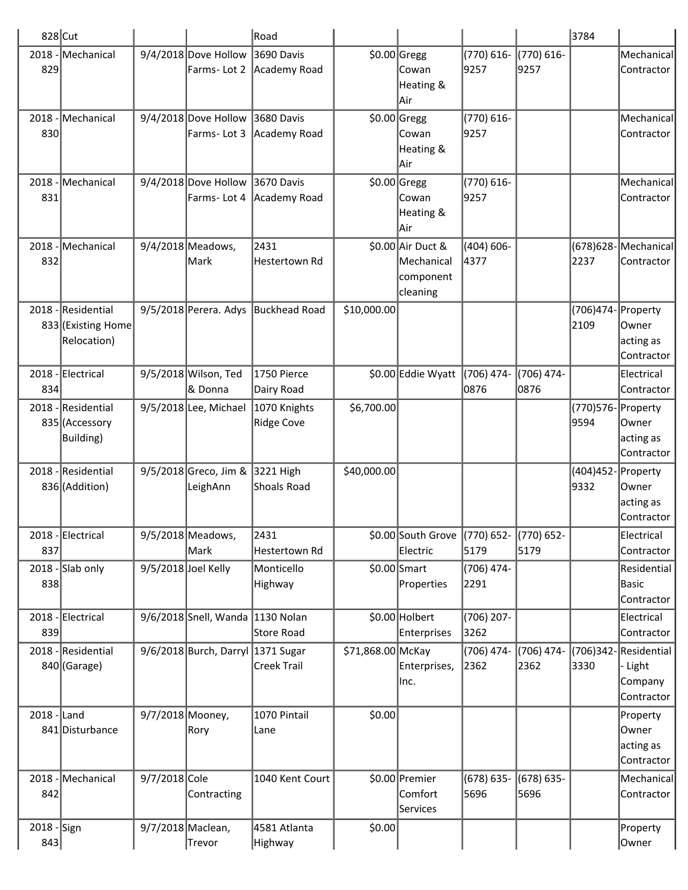| 2018 - 828 | Cut | | | Road | | | | | 3784 | |
|---|---|---|---|---|---|---|---|---|---|---|
| 2018 - 829 | Mechanical | 9/4/2018 | Dove Hollow Farms- Lot 2 | 3690 Davis Academy Road | $0.00 | Gregg Cowan Heating & Air | (770) 616-9257 | (770) 616-9257 | | Mechanical Contractor |
| 2018 - 830 | Mechanical | 9/4/2018 | Dove Hollow Farms- Lot 3 | 3680 Davis Academy Road | $0.00 | Gregg Cowan Heating & Air | (770) 616-9257 | | | Mechanical Contractor |
| 2018 - 831 | Mechanical | 9/4/2018 | Dove Hollow Farms- Lot 4 | 3670 Davis Academy Road | $0.00 | Gregg Cowan Heating & Air | (770) 616-9257 | | | Mechanical Contractor |
| 2018 - 832 | Mechanical | 9/4/2018 | Meadows, Mark | 2431 Hestertown Rd | $0.00 | Air Duct & Mechanical component cleaning | (404) 606-4377 | | (678)628-2237 | Mechanical Contractor |
| 2018 - 833 | Residential (Existing Home Relocation) | 9/5/2018 | Perera. Adys | Buckhead Road | $10,000.00 | | | | (706)474-2109 | Property Owner acting as Contractor |
| 2018 - 834 | Electrical | 9/5/2018 | Wilson, Ted & Donna | 1750 Pierce Dairy Road | $0.00 | Eddie Wyatt | (706) 474-0876 | (706) 474-0876 | | Electrical Contractor |
| 2018 - 835 | Residential (Accessory Building) | 9/5/2018 | Lee, Michael | 1070 Knights Ridge Cove | $6,700.00 | | | | (770)576-9594 | Property Owner acting as Contractor |
| 2018 - 836 | Residential (Addition) | 9/5/2018 | Greco, Jim & LeighAnn | 3221 High Shoals Road | $40,000.00 | | | | (404)452-9332 | Property Owner acting as Contractor |
| 2018 - 837 | Electrical | 9/5/2018 | Meadows, Mark | 2431 Hestertown Rd | $0.00 | South Grove Electric | (770) 652-5179 | (770) 652-5179 | | Electrical Contractor |
| 2018 - 838 | Slab only | 9/5/2018 | Joel Kelly | Monticello Highway | $0.00 | Smart Properties | (706) 474-2291 | | | Residential Basic Contractor |
| 2018 - 839 | Electrical | 9/6/2018 | Snell, Wanda | 1130 Nolan Store Road | $0.00 | Holbert Enterprises | (706) 207-3262 | | | Electrical Contractor |
| 2018 - 840 | Residential (Garage) | 9/6/2018 | Burch, Darryl | 1371 Sugar Creek Trail | $71,868.00 | McKay Enterprises, Inc. | (706) 474-2362 | (706) 474-2362 | (706)342-3330 | Residential - Light Company Contractor |
| 2018 - 841 | Land Disturbance | 9/7/2018 | Mooney, Rory | 1070 Pintail Lane | $0.00 | | | | | Property Owner acting as Contractor |
| 2018 - 842 | Mechanical | 9/7/2018 | Cole Contracting | 1040 Kent Court | $0.00 | Premier Comfort Services | (678) 635-5696 | (678) 635-5696 | | Mechanical Contractor |
| 2018 - 843 | Sign | 9/7/2018 | Maclean, Trevor | 4581 Atlanta Highway | $0.00 | | | | | Property Owner |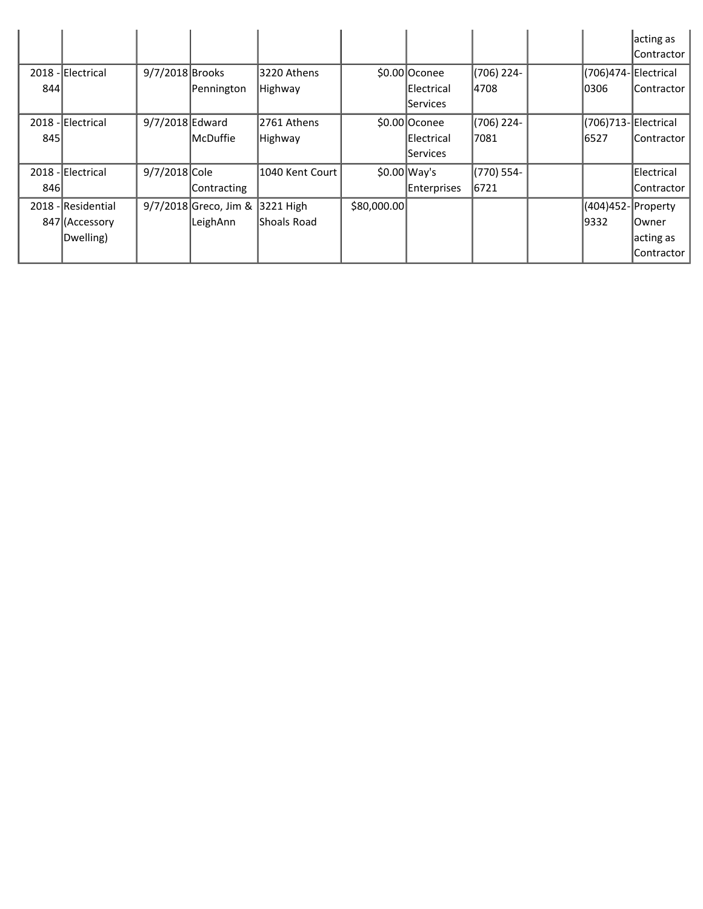| | | | | | | | | | | |
|---|---|---|---|---|---|---|---|---|---|---|
| | | | | | | | | | | acting as Contractor |
| 2018 - 844 | Electrical | 9/7/2018 | Brooks Pennington | 3220 Athens Highway | $0.00 | Oconee Electrical Services | (706) 224-4708 | | (706)474-0306 | Electrical Contractor |
| 2018 - 845 | Electrical | 9/7/2018 | Edward McDuffie | 2761 Athens Highway | $0.00 | Oconee Electrical Services | (706) 224-7081 | | (706)713-6527 | Electrical Contractor |
| 2018 - 846 | Electrical | 9/7/2018 | Cole Contracting | 1040 Kent Court | $0.00 | Way's Enterprises | (770) 554-6721 | | | Electrical Contractor |
| 2018 - 847 | Residential (Accessory Dwelling) | 9/7/2018 | Greco, Jim & LeighAnn | 3221 High Shoals Road | $80,000.00 | | | | (404)452-9332 | Property Owner acting as Contractor |